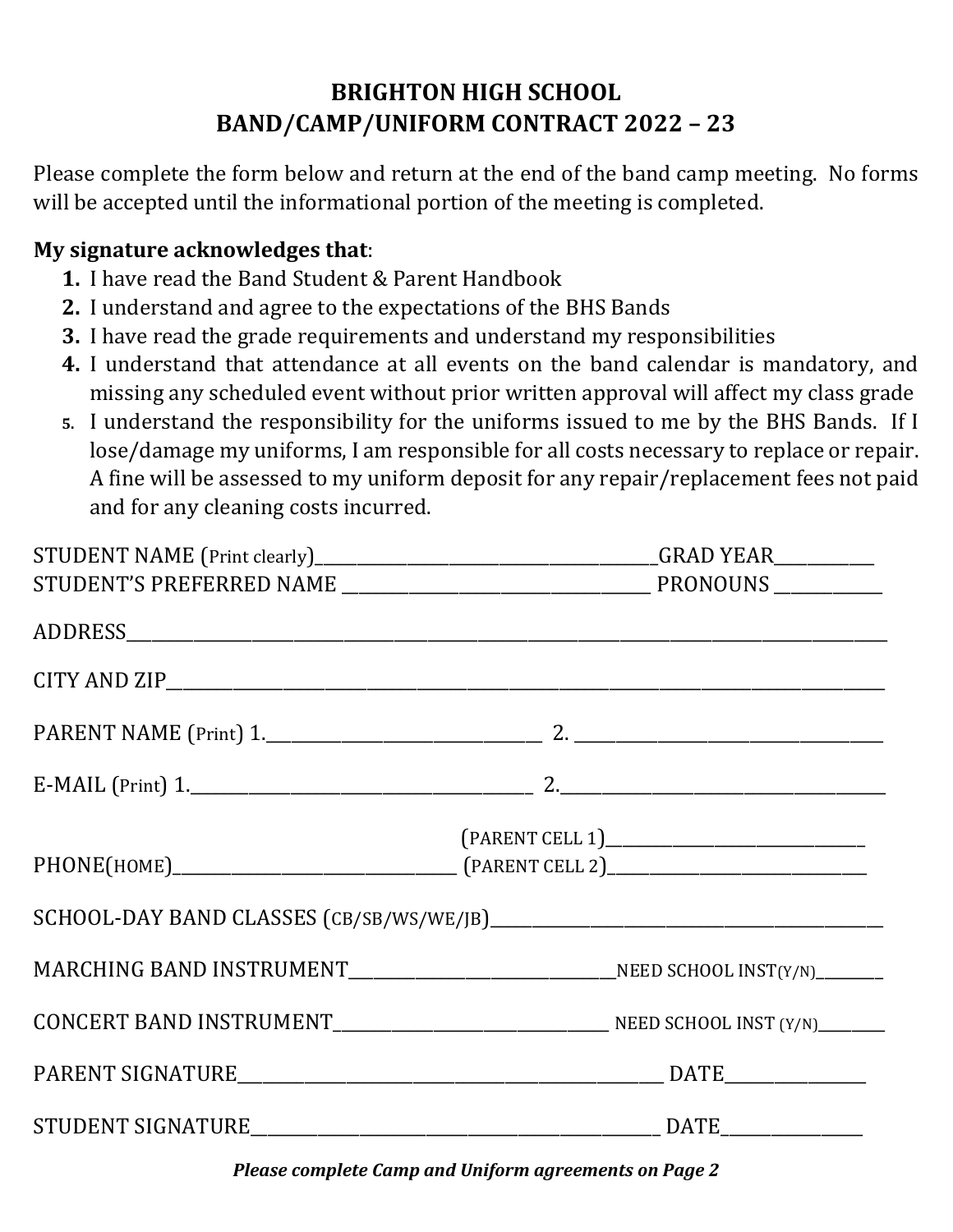# BRIGHTON HIGH SCHOOL
## BAND/CAMP/UNIFORM CONTRACT 2022 – 23

Please complete the form below and return at the end of the band camp meeting. No forms will be accepted until the informational portion of the meeting is completed.

**My signature acknowledges that**:

1. I have read the Band Student & Parent Handbook
2. I understand and agree to the expectations of the BHS Bands
3. I have read the grade requirements and understand my responsibilities
4. I understand that attendance at all events on the band calendar is mandatory, and missing any scheduled event without prior written approval will affect my class grade
5. I understand the responsibility for the uniforms issued to me by the BHS Bands. If I lose/damage my uniforms, I am responsible for all costs necessary to replace or repair. A fine will be assessed to my uniform deposit for any repair/replacement fees not paid and for any cleaning costs incurred.

STUDENT NAME (Print clearly)________________________________________GRAD YEAR___________
STUDENT'S PREFERRED NAME ___________________________________ PRONOUNS ____________

ADDRESS________________________________________________________________________________

CITY AND ZIP____________________________________________________________________________

PARENT NAME (Print) 1.______________________________ 2. __________________________________

E-MAIL (Print) 1._____________________________________ 2.___________________________________

(PARENT CELL 1)______________________________
PHONE(HOME)________________________________ (PARENT CELL 2)______________________________

SCHOOL-DAY BAND CLASSES (CB/SB/WS/WE/JB)____________________________________________

MARCHING BAND INSTRUMENT______________________________NEED SCHOOL INST(Y/N)________

CONCERT BAND INSTRUMENT_______________________________ NEED SCHOOL INST (Y/N)_________

PARENT SIGNATURE_________________________________________________ DATE________________

STUDENT SIGNATURE_______________________________________________ DATE_______________

***Please complete Camp and Uniform agreements on Page 2***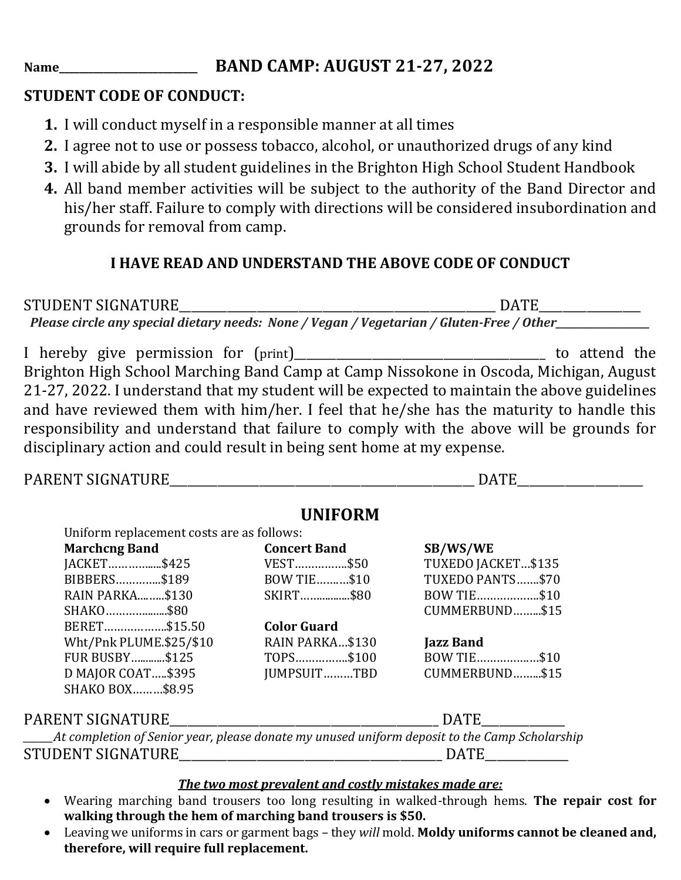Name_______________________ **BAND CAMP: AUGUST 21-27, 2022**

**STUDENT CODE OF CONDUCT:**

1. I will conduct myself in a responsible manner at all times
2. I agree not to use or possess tobacco, alcohol, or unauthorized drugs of any kind
3. I will abide by all student guidelines in the Brighton High School Student Handbook
4. All band member activities will be subject to the authority of the Band Director and his/her staff. Failure to comply with directions will be considered insubordination and grounds for removal from camp.

**I HAVE READ AND UNDERSTAND THE ABOVE CODE OF CONDUCT**

STUDENT SIGNATURE_____________________________________________ DATE_______________

***Please circle any special dietary needs: None / Vegan / Vegetarian / Gluten-Free / Other_______________***

I hereby give permission for (print)____________________________________ to attend the Brighton High School Marching Band Camp at Camp Nissokone in Oscoda, Michigan, August 21-27, 2022. I understand that my student will be expected to maintain the above guidelines and have reviewed them with him/her. I feel that he/she has the maturity to handle this responsibility and understand that failure to comply with the above will be grounds for disciplinary action and could result in being sent home at my expense.

PARENT SIGNATURE_____________________________________________ DATE_________________

## UNIFORM

Uniform replacement costs are as follows:

| | | |
|---|---|---|
| **Marchcng Band** | **Concert Band** | **SB/WS/WE** |
| JACKET……………..$425 | VEST……………..$50 | TUXEDO JACKET…$135 |
| BIBBERS…………..$189 | BOW TIE……….$10 | TUXEDO PANTS…….$70 |
| RAIN PARKA……...$130 | SKIRT……………..$80 | BOW TIE………………$10 |
| SHAKO………………$80 | | CUMMERBUND……..$15 |
| BERET……………...$15.50 | **Color Guard** | |
| Wht/Pnk PLUME.$25/$10 | RAIN PARKA…$130 | **Jazz Band** |
| FUR BUSBY………..$125 | TOPS…………….$100 | BOW TIE………………$10 |
| D MAJOR COAT…..$395 | JUMPSUIT………TBD | CUMMERBUND……..$15 |
| SHAKO BOX……..$8.95 | | |

PARENT SIGNATURE________________________________________ DATE____________

______*At completion of Senior year, please donate my unused uniform deposit to the Camp Scholarship*

STUDENT SIGNATURE________________________________________ DATE____________

***The two most prevalent and costly mistakes made are:***

- Wearing marching band trousers too long resulting in walked-through hems. **The repair cost for walking through the hem of marching band trousers is $50.**
- Leaving we uniforms in cars or garment bags – they *will* mold. **Moldy uniforms cannot be cleaned and, therefore, will require full replacement.**